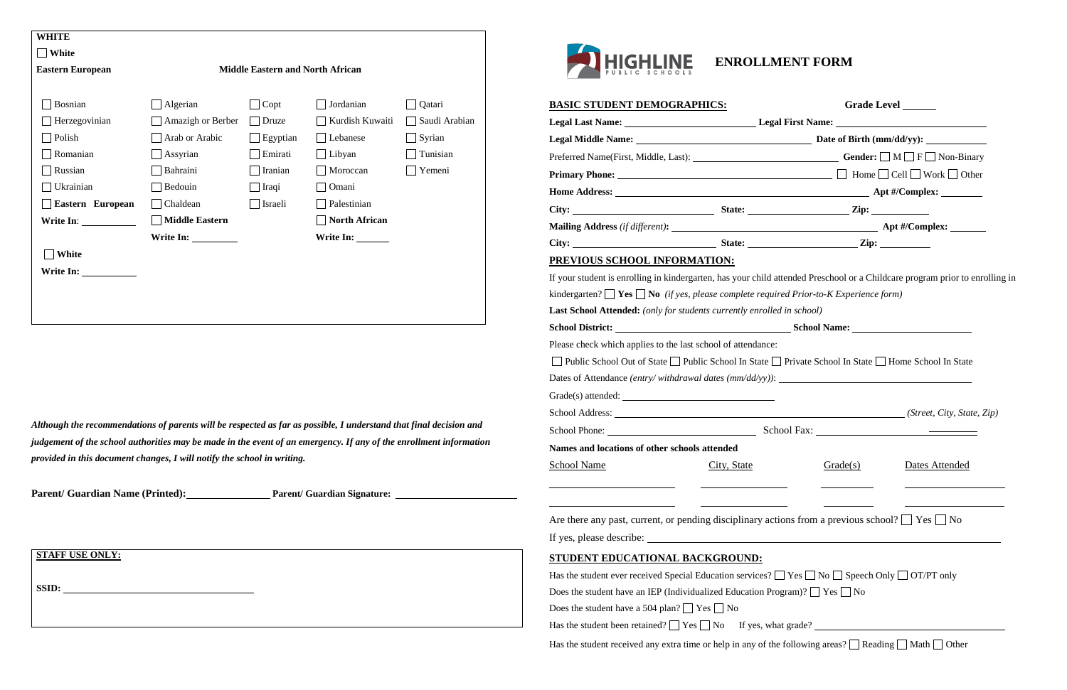**WHITE**

☐ **White**

| **Eastern European** | **Middle Eastern and North African** | | | |
|---|---|---|---|---|
| ☐ Bosnian | ☐ Algerian | ☐ Copt | ☐ Jordanian | ☐ Qatari |
| ☐ Herzegovinian | ☐ Amazigh or Berber | ☐ Druze | ☐ Kurdish Kuwaiti | ☐ Saudi Arabian |
| ☐ Polish | ☐ Arab or Arabic | ☐ Egyptian | ☐ Lebanese | ☐ Syrian |
| ☐ Romanian | ☐ Assyrian | ☐ Emirati | ☐ Libyan | ☐ Tunisian |
| ☐ Russian | ☐ Bahraini | ☐ Iranian | ☐ Moroccan | ☐ Yemeni |
| ☐ Ukrainian | ☐ Bedouin | ☐ Iraqi | ☐ Omani | |
| ☐ **Eastern European** | ☐ Chaldean | ☐ Israeli | ☐ Palestinian | |
| **Write In**: ________ | ☐ **Middle Eastern** | | ☐ **North African** | |
| | **Write In:** ________ | | **Write In:** ______ | |

☐ **White**

**Write In:** ________

*Although the recommendations of parents will be respected as far as possible, I understand that final decision and judgement of the school authorities may be made in the event of an emergency. If any of the enrollment information provided in this document changes, I will notify the school in writing.*

**Parent/ Guardian Name (Printed):** ________________ **Parent/ Guardian Signature:** ________________________

**STAFF USE ONLY:**

**SSID:** ______________________________

HIGHLINE PUBLIC SCHOOLS

# ENROLLMENT FORM

## BASIC STUDENT DEMOGRAPHICS:

**Grade Level** ______

**Legal Last Name:** ____________________ **Legal First Name:** ____________________

**Legal Middle Name:** ____________________ **Date of Birth (mm/dd/yy):** ____________

Preferred Name(First, Middle, Last): ____________________ **Gender:** ☐ M ☐ F ☐ Non-Binary

**Primary Phone:** ____________________ ☐ Home ☐ Cell ☐ Work ☐ Other

**Home Address:** ____________________ **Apt #/Complex:** ________

**City:** ____________ **State:** ____________ **Zip:** __________

**Mailing Address** *(if different)***:** ____________________ **Apt #/Complex:** _______

**City:** ____________ **State:** ____________ **Zip:** __________

## PREVIOUS SCHOOL INFORMATION:

If your student is enrolling in kindergarten, has your child attended Preschool or a Childcare program prior to enrolling in kindergarten? ☐ **Yes** ☐ **No** *(if yes, please complete required Prior-to-K Experience form)*

**Last School Attended:** *(only for students currently enrolled in school)*

**School District:** ____________________ **School Name:** ____________________

Please check which applies to the last school of attendance:

☐ Public School Out of State ☐ Public School In State ☐ Private School In State ☐ Home School In State

Dates of Attendance *(entry/ withdrawal dates (mm/dd/yy))*: ____________________

Grade(s) attended: ____________________

School Address: ____________________ *(Street, City, State, Zip)*

School Phone: ____________________ School Fax: ____________________

**Names and locations of other schools attended**

| School Name | City, State | Grade(s) | Dates Attended |
|---|---|---|---|
| | | | |
| | | | |

Are there any past, current, or pending disciplinary actions from a previous school? ☐ Yes ☐ No

If yes, please describe: ____________________

## STUDENT EDUCATIONAL BACKGROUND:

Has the student ever received Special Education services? ☐ Yes ☐ No ☐ Speech Only ☐ OT/PT only

Does the student have an IEP (Individualized Education Program)? ☐ Yes ☐ No

Does the student have a 504 plan? ☐ Yes ☐ No

Has the student been retained? ☐ Yes ☐ No If yes, what grade? ____________________

Has the student received any extra time or help in any of the following areas? ☐ Reading ☐ Math ☐ Other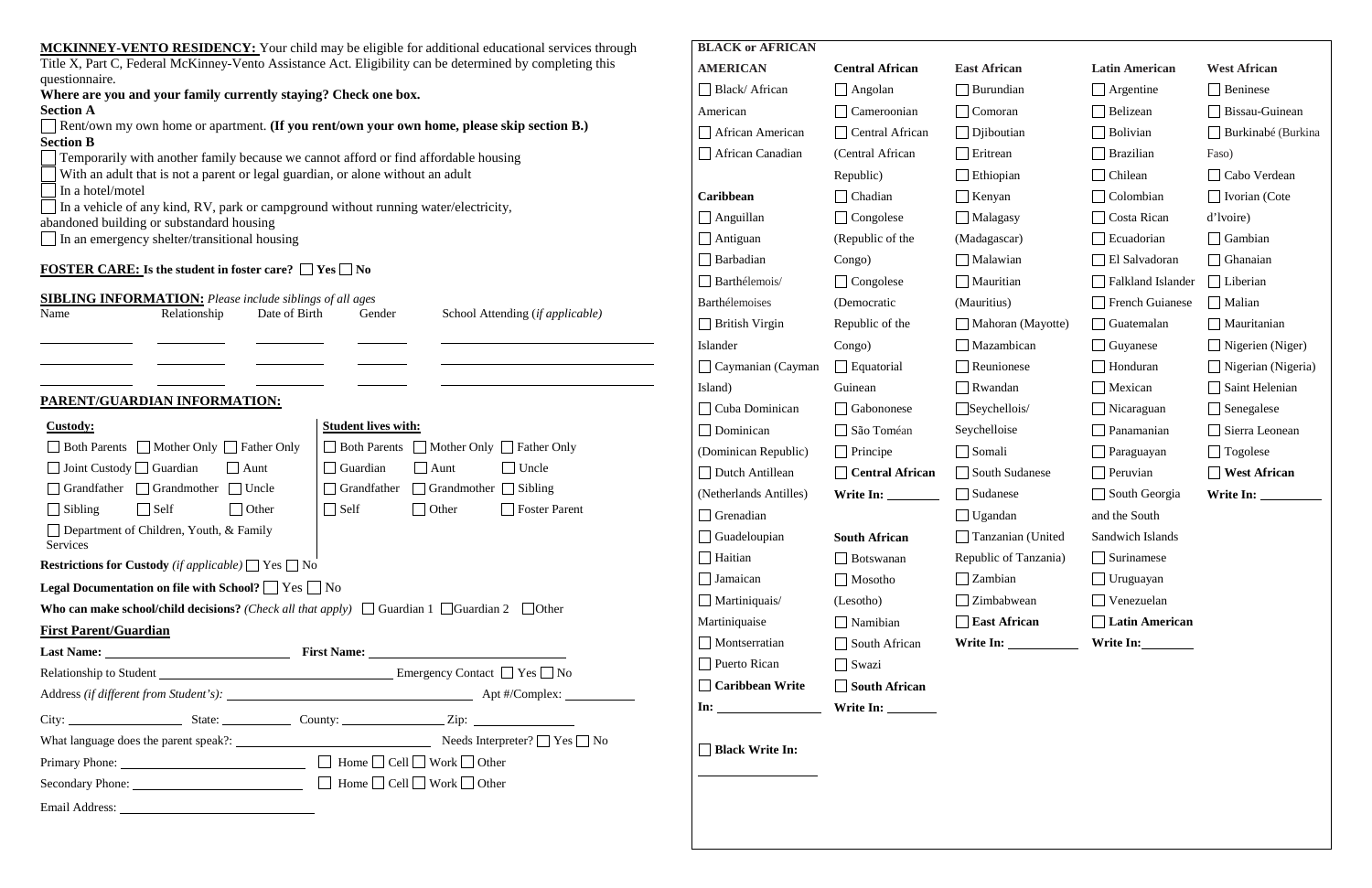**MCKINNEY-VENTO RESIDENCY:** Your child may be eligible for additional educational services through Title X, Part C, Federal McKinney-Vento Assistance Act. Eligibility can be determined by completing this questionnaire.

**Where are you and your family currently staying? Check one box.**

**Section A**

☐ Rent/own my own home or apartment. **(If you rent/own your own home, please skip section B.)**

**Section B**

☐ Temporarily with another family because we cannot afford or find affordable housing

☐ With an adult that is not a parent or legal guardian, or alone without an adult

☐ In a hotel/motel

☐ In a vehicle of any kind, RV, park or campground without running water/electricity, abandoned building or substandard housing

☐ In an emergency shelter/transitional housing

**FOSTER CARE: Is the student in foster care?** ☐ **Yes** ☐ **No**

**SIBLING INFORMATION:** *Please include siblings of all ages*

| Name | Relationship | Date of Birth | Gender | School Attending (*if applicable*) |
|---|---|---|---|---|
| | | | | |
| | | | | |
| | | | | |

## PARENT/GUARDIAN INFORMATION:

**Custody:**

☐ Both Parents ☐ Mother Only ☐ Father Only
☐ Joint Custody ☐ Guardian ☐ Aunt
☐ Grandfather ☐ Grandmother ☐ Uncle
☐ Sibling ☐ Self ☐ Other
☐ Department of Children, Youth, & Family Services

**Student lives with:**

☐ Both Parents ☐ Mother Only ☐ Father Only
☐ Guardian ☐ Aunt ☐ Uncle
☐ Grandfather ☐ Grandmother ☐ Sibling
☐ Self ☐ Other ☐ Foster Parent

**Restrictions for Custody** *(if applicable)* ☐ Yes ☐ No

**Legal Documentation on file with School?** ☐ Yes ☐ No

**Who can make school/child decisions?** *(Check all that apply)* ☐ Guardian 1 ☐ Guardian 2 ☐ Other

**First Parent/Guardian**

**Last Name:** ______________ **First Name:** ______________

Relationship to Student ______________ Emergency Contact ☐ Yes ☐ No

Address *(if different from Student's):* ______________ Apt #/Complex: ______________

City: ______________ State: ______________ County: ______________ Zip: ______________

What language does the parent speak?: ______________ Needs Interpreter? ☐ Yes ☐ No

Primary Phone: ______________ ☐ Home ☐ Cell ☐ Work ☐ Other

Secondary Phone: ______________ ☐ Home ☐ Cell ☐ Work ☐ Other

Email Address: ______________

**BLACK or AFRICAN AMERICAN**

☐ Black/ African American
☐ African American
☐ African Canadian

**Caribbean**

☐ Anguillan
☐ Antiguan
☐ Barbadian
☐ Barthélemois/ Barthélemoises
☐ British Virgin Islander
☐ Caymanian (Cayman Island)
☐ Cuba Dominican
☐ Dominican (Dominican Republic)
☐ Dutch Antillean (Netherlands Antilles)
☐ Grenadian
☐ Guadeloupian
☐ Haitian
☐ Jamaican
☐ Martiniquais/ Martiniquaise
☐ Montserratian
☐ Puerto Rican
☐ **Caribbean Write In:** ______________

☐ **Black Write In:** ______________

**Central African**

☐ Angolan
☐ Cameroonian
☐ Central African (Central African Republic)
☐ Chadian
☐ Congolese (Republic of the Congo)
☐ Congolese (Democratic Republic of the Congo)
☐ Equatorial Guinean
☐ Gabononese
☐ São Toméan
☐ Principe
☐ **Central African Write In:** ______________

**South African**

☐ Botswanan
☐ Mosotho (Lesotho)
☐ Namibian
☐ South African
☐ Swazi
☐ **South African Write In:** ______________

**East African**

☐ Burundian
☐ Comoran
☐ Djiboutian
☐ Eritrean
☐ Ethiopian
☐ Kenyan
☐ Malagasy (Madagascar)
☐ Malawian
☐ Mauritian (Mauritius)
☐ Mahoran (Mayotte)
☐ Mazambican
☐ Reunionese
☐ Rwandan
☐ Seychellois/ Seychelloise
☐ Somali
☐ South Sudanese
☐ Sudanese
☐ Ugandan
☐ Tanzanian (United Republic of Tanzania)
☐ Zambian
☐ Zimbabwean
☐ **East African Write In:** ______________

**Latin American**

☐ Argentine
☐ Belizean
☐ Bolivian
☐ Brazilian
☐ Chilean
☐ Colombian
☐ Costa Rican
☐ Ecuadorian
☐ El Salvadoran
☐ Falkland Islander
☐ French Guianese
☐ Guatemalan
☐ Guyanese
☐ Honduran
☐ Mexican
☐ Nicaraguan
☐ Panamanian
☐ Paraguayan
☐ Peruvian
☐ South Georgia and the South Sandwich Islands
☐ Surinamese
☐ Uruguayan
☐ Venezuelan
☐ **Latin American Write In:** ______________

**West African**

☐ Beninese
☐ Bissau-Guinean
☐ Burkinabé (Burkina Faso)
☐ Cabo Verdean
☐ Ivorian (Cote d'Ivoire)
☐ Gambian
☐ Ghanaian
☐ Liberian
☐ Malian
☐ Mauritanian
☐ Nigerien (Niger)
☐ Nigerian (Nigeria)
☐ Saint Helenian
☐ Senegalese
☐ Sierra Leonean
☐ Togolese
☐ **West African Write In:** ______________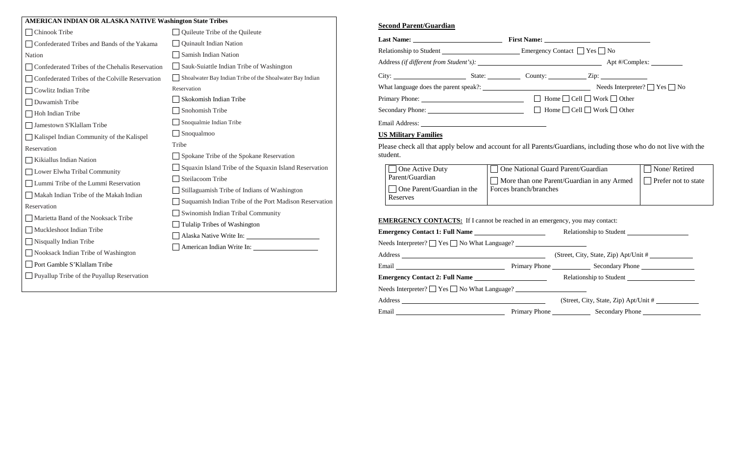**AMERICAN INDIAN OR ALASKA NATIVE Washington State Tribes**

- ☐ Chinook Tribe
- ☐ Confederated Tribes and Bands of the Yakama Nation
- ☐ Confederated Tribes of the Chehalis Reservation
- ☐ Confederated Tribes of the Colville Reservation
- ☐ Cowlitz Indian Tribe
- ☐ Duwamish Tribe
- ☐ Hoh Indian Tribe
- ☐ Jamestown S'Klallam Tribe
- ☐ Kalispel Indian Community of the Kalispel Reservation
- ☐ Kikiallus Indian Nation
- ☐ Lower Elwha Tribal Community
- ☐ Lummi Tribe of the Lummi Reservation
- ☐ Makah Indian Tribe of the Makah Indian Reservation
- ☐ Marietta Band of the Nooksack Tribe
- ☐ Muckleshoot Indian Tribe
- ☐ Nisqually Indian Tribe
- ☐ Nooksack Indian Tribe of Washington
- ☐ Port Gamble S'Klallam Tribe
- ☐ Puyallup Tribe of the Puyallup Reservation
- ☐ Quileute Tribe of the Quileute
- ☐ Quinault Indian Nation
- ☐ Samish Indian Nation
- ☐ Sauk-Suiattle Indian Tribe of Washington
- ☐ Shoalwater Bay Indian Tribe of the Shoalwater Bay Indian Reservation
- ☐ Skokomish Indian Tribe
- ☐ Snohomish Tribe
- ☐ Snoqualmie Indian Tribe
- ☐ Snoqualmoo Tribe
- ☐ Spokane Tribe of the Spokane Reservation
- ☐ Squaxin Island Tribe of the Squaxin Island Reservation
- ☐ Steilacoom Tribe
- ☐ Stillaguamish Tribe of Indians of Washington
- ☐ Suquamish Indian Tribe of the Port Madison Reservation
- ☐ Swinomish Indian Tribal Community
- ☐ Tulalip Tribes of Washington
- ☐ Alaska Native Write In: ____________________
- ☐ American Indian Write In: ____________________

## Second Parent/Guardian

**Last Name:** ________________________ **First Name:** ____________________________

Relationship to Student ______________________ Emergency Contact ☐ Yes ☐ No

Address *(if different from Student's):* ____________________________________ Apt #/Complex: ________

City: ____________________ State: _________ County: __________ Zip: ____________

What language does the parent speak?: ____________________________ Needs Interpreter? ☐ Yes ☐ No

Primary Phone: ______________________________ ☐ Home ☐ Cell ☐ Work ☐ Other

Secondary Phone: ____________________________ ☐ Home ☐ Cell ☐ Work ☐ Other

Email Address: ____________________________________

## US Military Families

Please check all that apply below and account for all Parents/Guardians, including those who do not live with the student.

| | | |
|---|---|---|
| ☐ One Active Duty Parent/Guardian<br>☐ One Parent/Guardian in the Reserves | ☐ One National Guard Parent/Guardian<br>☐ More than one Parent/Guardian in any Armed Forces branch/branches | ☐ None/ Retired<br>☐ Prefer not to state |

**EMERGENCY CONTACTS:** If I cannot be reached in an emergency, you may contact:

**Emergency Contact 1: Full Name** ____________________ Relationship to Student ________________

Needs Interpreter? ☐ Yes ☐ No What Language? ____________________

Address ______________________________________ (Street, City, State, Zip) Apt/Unit # ____________

Email ____________________________ Primary Phone __________ Secondary Phone ______________

**Emergency Contact 2: Full Name** ____________________ Relationship to Student ________________

Needs Interpreter? ☐ Yes ☐ No What Language? ____________________

Address ______________________________________ (Street, City, State, Zip) Apt/Unit # ____________

Email ____________________________ Primary Phone __________ Secondary Phone ______________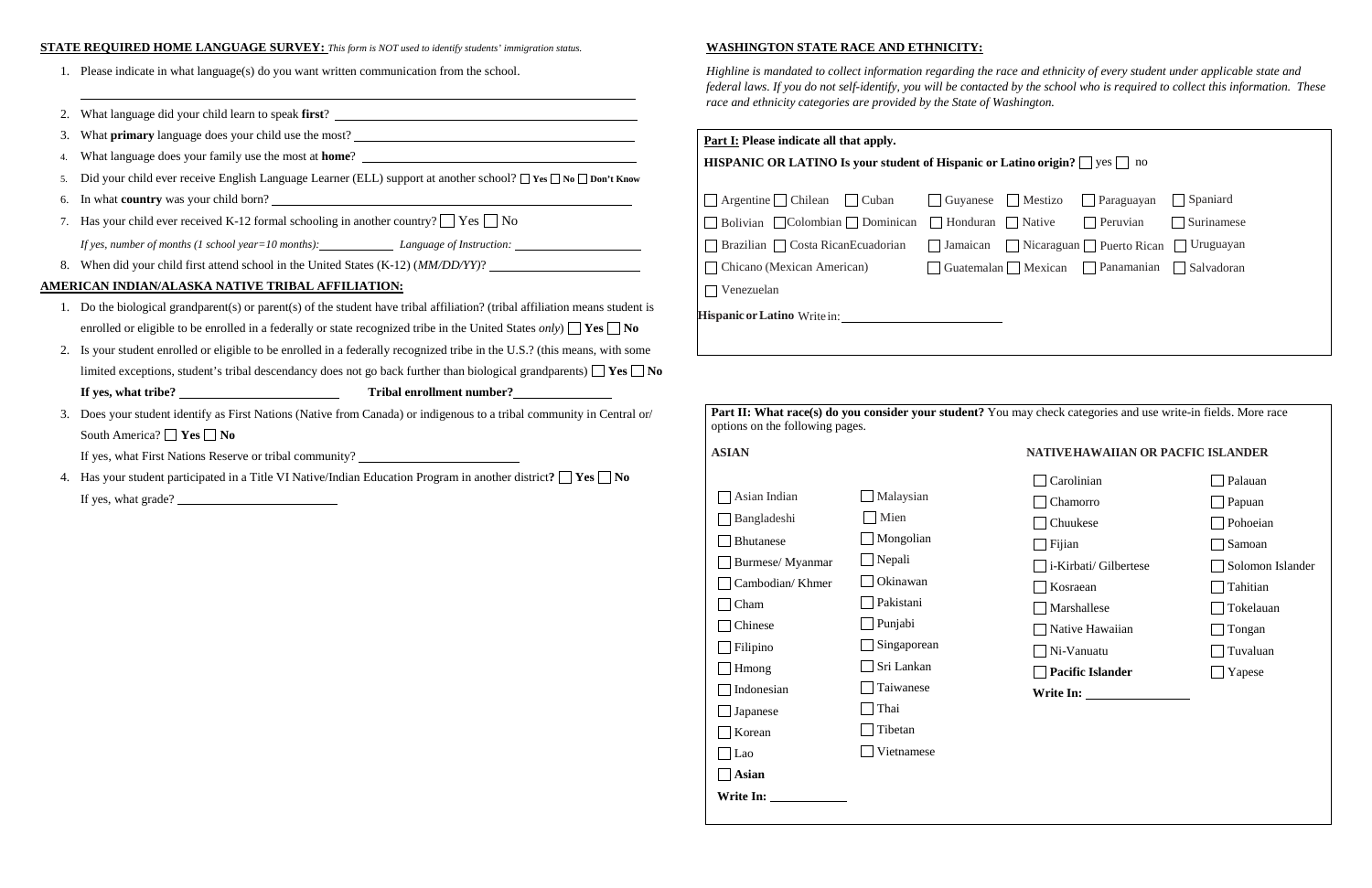## STATE REQUIRED HOME LANGUAGE SURVEY: *This form is NOT used to identify students' immigration status.*

1. Please indicate in what language(s) do you want written communication from the school.

   ______________________________________________________________________
2. What language did your child learn to speak **first**? ____________________
3. What **primary** language does your child use the most? ____________________
4. What language does your family use the most at **home**? ____________________
5. Did your child ever receive English Language Learner (ELL) support at another school? ☐ **Yes** ☐ **No** ☐ **Don't Know**
6. In what **country** was your child born? ____________________
7. Has your child ever received K-12 formal schooling in another country? ☐ Yes ☐ No

   *If yes, number of months (1 school year=10 months):* __________ *Language of Instruction:* __________
8. When did your child first attend school in the United States (K-12) (*MM/DD/YY*)? ____________________

## AMERICAN INDIAN/ALASKA NATIVE TRIBAL AFFILIATION:

1. Do the biological grandparent(s) or parent(s) of the student have tribal affiliation? (tribal affiliation means student is enrolled or eligible to be enrolled in a federally or state recognized tribe in the United States *only*) ☐ **Yes** ☐ **No**
2. Is your student enrolled or eligible to be enrolled in a federally recognized tribe in the U.S.? (this means, with some limited exceptions, student's tribal descendancy does not go back further than biological grandparents) ☐ **Yes** ☐ **No**

   **If yes, what tribe?** ____________________ **Tribal enrollment number?** ____________________
3. Does your student identify as First Nations (Native from Canada) or indigenous to a tribal community in Central or/ South America? ☐ **Yes** ☐ **No**

   If yes, what First Nations Reserve or tribal community? ____________________
4. Has your student participated in a Title VI Native/Indian Education Program in another district**?** ☐ **Yes** ☐ **No**

   If yes, what grade? ____________________

## WASHINGTON STATE RACE AND ETHNICITY:

*Highline is mandated to collect information regarding the race and ethnicity of every student under applicable state and federal laws. If you do not self-identify, you will be contacted by the school who is required to collect this information. These race and ethnicity categories are provided by the State of Washington.*

**Part I: Please indicate all that apply.**

**HISPANIC OR LATINO Is your student of Hispanic or Latino origin?** ☐ yes ☐ no

| | | | | | | |
|---|---|---|---|---|---|---|
| ☐ Argentine | ☐ Chilean | ☐ Cuban | ☐ Guyanese | ☐ Mestizo | ☐ Paraguayan | ☐ Spaniard |
| ☐ Bolivian | ☐ Colombian | ☐ Dominican | ☐ Honduran | ☐ Native | ☐ Peruvian | ☐ Surinamese |
| ☐ Brazilian | ☐ Costa Rican | Ecuadorian | ☐ Jamaican | ☐ Nicaraguan | ☐ Puerto Rican | ☐ Uruguayan |
| ☐ Chicano (Mexican American) | | | ☐ Guatemalan | ☐ Mexican | ☐ Panamanian | ☐ Salvadoran |
| ☐ Venezuelan | | | | | | |

**Hispanic or Latino** Write in: ____________________

**Part II: What race(s) do you consider your student?** You may check categories and use write-in fields. More race options on the following pages.

**ASIAN**

| | |
|---|---|
| ☐ Asian Indian | ☐ Malaysian |
| ☐ Bangladeshi | ☐ Mien |
| ☐ Bhutanese | ☐ Mongolian |
| ☐ Burmese/ Myanmar | ☐ Nepali |
| ☐ Cambodian/ Khmer | ☐ Okinawan |
| ☐ Cham | ☐ Pakistani |
| ☐ Chinese | ☐ Punjabi |
| ☐ Filipino | ☐ Singaporean |
| ☐ Hmong | ☐ Sri Lankan |
| ☐ Indonesian | ☐ Taiwanese |
| ☐ Japanese | ☐ Thai |
| ☐ Korean | ☐ Tibetan |
| ☐ Lao | ☐ Vietnamese |
| ☐ **Asian** | |

**Write In:** __________

**NATIVE HAWAIIAN OR PACFIC ISLANDER**

| | |
|---|---|
| ☐ Carolinian | ☐ Palauan |
| ☐ Chamorro | ☐ Papuan |
| ☐ Chuukese | ☐ Pohoeian |
| ☐ Fijian | ☐ Samoan |
| ☐ i-Kirbati/ Gilbertese | ☐ Solomon Islander |
| ☐ Kosraean | ☐ Tahitian |
| ☐ Marshallese | ☐ Tokelauan |
| ☐ Native Hawaiian | ☐ Tongan |
| ☐ Ni-Vanuatu | ☐ Tuvaluan |
| ☐ **Pacific Islander** | ☐ Yapese |

**Write In:** __________